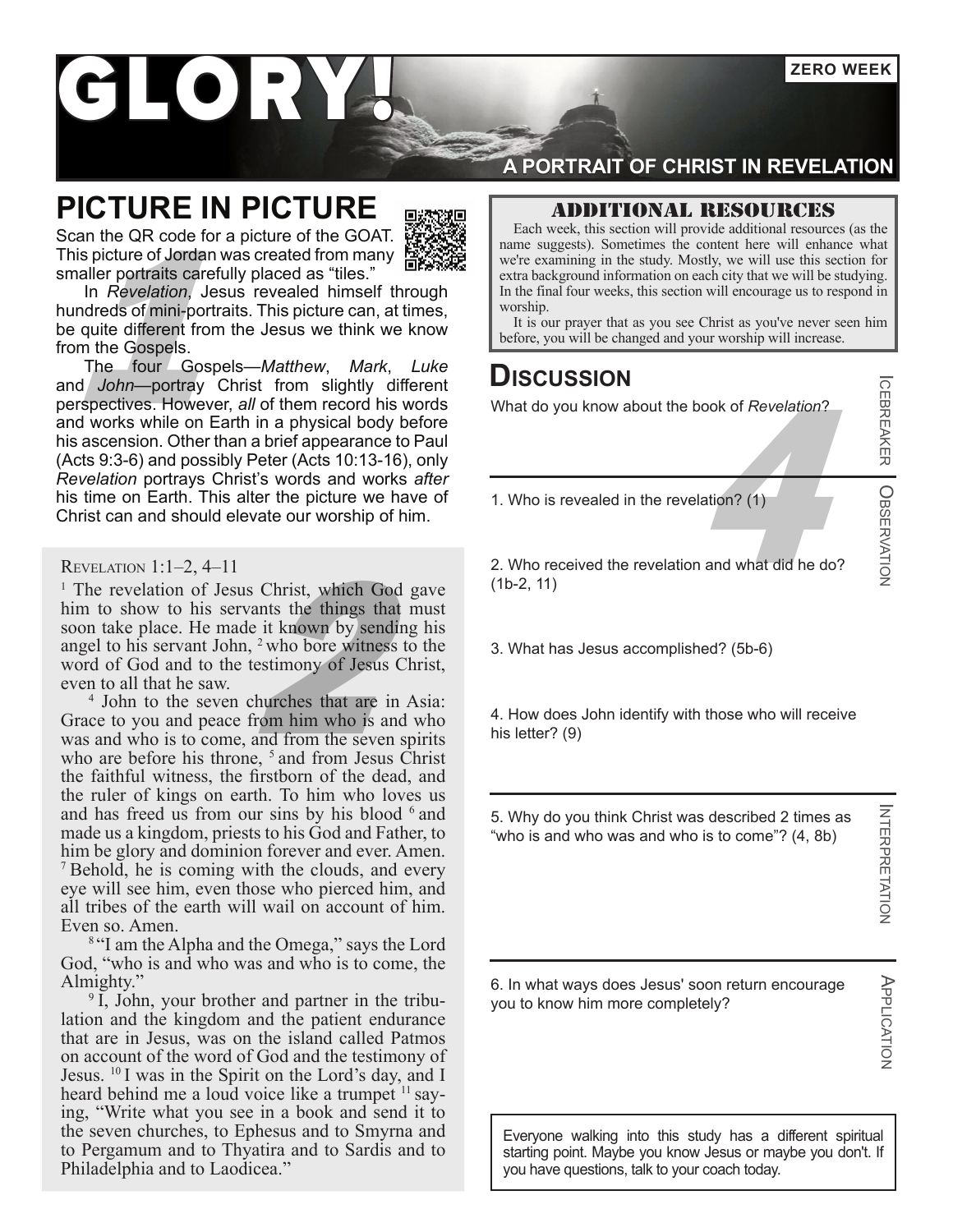# GLORY!

**ZERO WEEK**

**A PORTRAIT OF CHRIST IN REVELATION**

## PICTURE IN PICTURE

Scan the QR code for a picture of the GOAT. This picture of Jordan was created from many smaller portraits carefully placed as “tiles.”

In *Revelation*, Jesus revealed himself through hundreds of mini-portraits. This picture can, at times, be quite different from the Jesus we think we know from the Gospels.

The four Gospels—*Matthew*, *Mark*, *Luke* and *John*—portray Christ from slightly different perspectives. However, *all* of them record his words and works while on Earth in a physical body before his ascension. Other than a brief appearance to Paul (Acts 9:3-6) and possibly Peter (Acts 10:13-16), only *Revelation* portrays Christ’s words and works *after* his time on Earth. This alter the picture we have of Christ can and should elevate our worship of him.

Revelation 1:1–2, 4–11

[1] The revelation of Jesus Christ, which God gave him to show to his servants the things that must soon take place. He made it known by sending his angel to his servant John, [2] who bore witness to the word of God and to the testimony of Jesus Christ, even to all that he saw.

[4] John to the seven churches that are in Asia: Grace to you and peace from him who is and who was and who is to come, and from the seven spirits who are before his throne, [5] and from Jesus Christ the faithful witness, the firstborn of the dead, and the ruler of kings on earth. To him who loves us and has freed us from our sins by his blood [6] and made us a kingdom, priests to his God and Father, to him be glory and dominion forever and ever. Amen. [7] Behold, he is coming with the clouds, and every eye will see him, even those who pierced him, and all tribes of the earth will wail on account of him. Even so. Amen.

[8] “I am the Alpha and the Omega,” says the Lord God, “who is and who was and who is to come, the Almighty.”

[9] I, John, your brother and partner in the tribulation and the kingdom and the patient endurance that are in Jesus, was on the island called Patmos on account of the word of God and the testimony of Jesus. [10] I was in the Spirit on the Lord’s day, and I heard behind me a loud voice like a trumpet [11] saying, “Write what you see in a book and send it to the seven churches, to Ephesus and to Smyrna and to Pergamum and to Thyatira and to Sardis and to Philadelphia and to Laodicea.”

## ADDITIONAL RESOURCES

Each week, this section will provide additional resources (as the name suggests). Sometimes the content here will enhance what we're examining in the study. Mostly, we will use this section for extra background information on each city that we will be studying. In the final four weeks, this section will encourage us to respond in worship.

It is our prayer that as you see Christ as you've never seen him before, you will be changed and your worship will increase.

## Discussion

**Icebreaker**

What do you know about the book of *Revelation*?

**Observation**

1. Who is revealed in the revelation? (1)

2. Who received the revelation and what did he do? (1b-2, 11)

3. What has Jesus accomplished? (5b-6)

4. How does John identify with those who will receive his letter? (9)

**Interpretation**

5. Why do you think Christ was described 2 times as “who is and who was and who is to come”? (4, 8b)

**Application**

6. In what ways does Jesus' soon return encourage you to know him more completely?

Everyone walking into this study has a different spiritual starting point. Maybe you know Jesus or maybe you don't. If you have questions, talk to your coach today.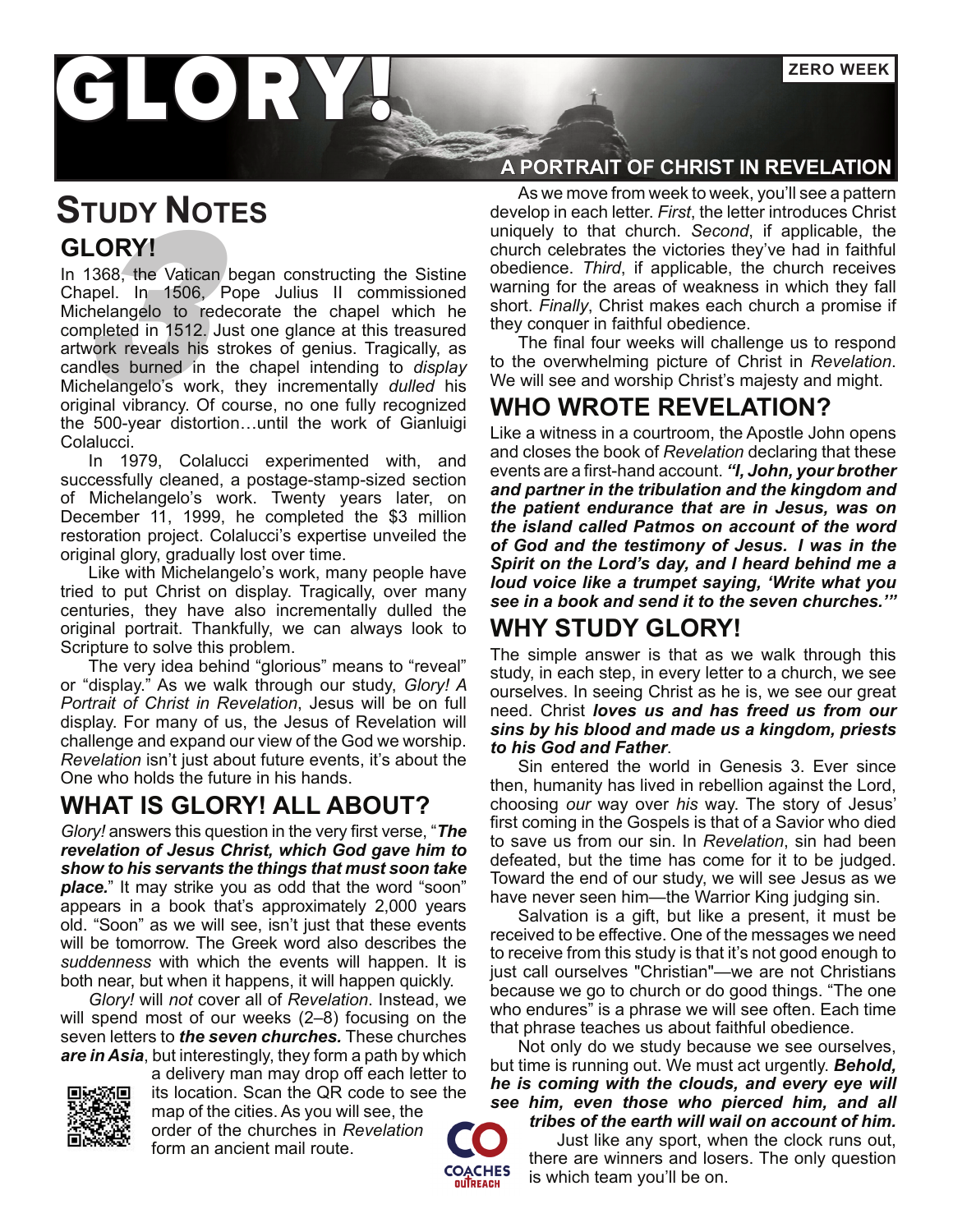# GLORY!

ZERO WEEK

A PORTRAIT OF CHRIST IN REVELATION

## Study Notes

### GLORY!

In 1368, the Vatican began constructing the Sistine Chapel. In 1506, Pope Julius II commissioned Michelangelo to redecorate the chapel which he completed in 1512. Just one glance at this treasured artwork reveals his strokes of genius. Tragically, as candles burned in the chapel intending to *display* Michelangelo's work, they incrementally *dulled* his original vibrancy. Of course, no one fully recognized the 500-year distortion…until the work of Gianluigi Colalucci.

In 1979, Colalucci experimented with, and successfully cleaned, a postage-stamp-sized section of Michelangelo's work. Twenty years later, on December 11, 1999, he completed the $3 million restoration project. Colalucci's expertise unveiled the original glory, gradually lost over time.

Like with Michelangelo's work, many people have tried to put Christ on display. Tragically, over many centuries, they have also incrementally dulled the original portrait. Thankfully, we can always look to Scripture to solve this problem.

The very idea behind "glorious" means to "reveal" or "display." As we walk through our study, *Glory! A Portrait of Christ in Revelation*, Jesus will be on full display. For many of us, the Jesus of Revelation will challenge and expand our view of the God we worship. *Revelation* isn't just about future events, it's about the One who holds the future in his hands.

## WHAT IS GLORY! ALL ABOUT?

*Glory!* answers this question in the very first verse, "***The revelation of Jesus Christ, which God gave him to show to his servants the things that must soon take place.***" It may strike you as odd that the word "soon" appears in a book that's approximately 2,000 years old. "Soon" as we will see, isn't just that these events will be tomorrow. The Greek word also describes the *suddenness* with which the events will happen. It is both near, but when it happens, it will happen quickly.

*Glory!* will *not* cover all of *Revelation*. Instead, we will spend most of our weeks (2–8) focusing on the seven letters to ***the seven churches.*** These churches ***are in Asia***, but interestingly, they form a path by which a delivery man may drop off each letter to its location. Scan the QR code to see the map of the cities. As you will see, the order of the churches in *Revelation* form an ancient mail route.

As we move from week to week, you'll see a pattern develop in each letter. *First*, the letter introduces Christ uniquely to that church. *Second*, if applicable, the church celebrates the victories they've had in faithful obedience. *Third*, if applicable, the church receives warning for the areas of weakness in which they fall short. *Finally*, Christ makes each church a promise if they conquer in faithful obedience.

The final four weeks will challenge us to respond to the overwhelming picture of Christ in *Revelation*. We will see and worship Christ's majesty and might.

## WHO WROTE REVELATION?

Like a witness in a courtroom, the Apostle John opens and closes the book of *Revelation* declaring that these events are a first-hand account. ***"I, John, your brother and partner in the tribulation and the kingdom and the patient endurance that are in Jesus, was on the island called Patmos on account of the word of God and the testimony of Jesus. I was in the Spirit on the Lord's day, and I heard behind me a loud voice like a trumpet saying, 'Write what you see in a book and send it to the seven churches.'"***

## WHY STUDY GLORY!

The simple answer is that as we walk through this study, in each step, in every letter to a church, we see ourselves. In seeing Christ as he is, we see our great need. Christ ***loves us and has freed us from our sins by his blood and made us a kingdom, priests to his God and Father***.

Sin entered the world in Genesis 3. Ever since then, humanity has lived in rebellion against the Lord, choosing *our* way over *his* way. The story of Jesus' first coming in the Gospels is that of a Savior who died to save us from our sin. In *Revelation*, sin had been defeated, but the time has come for it to be judged. Toward the end of our study, we will see Jesus as we have never seen him—the Warrior King judging sin.

Salvation is a gift, but like a present, it must be received to be effective. One of the messages we need to receive from this study is that it's not good enough to just call ourselves "Christian"—we are not Christians because we go to church or do good things. "The one who endures" is a phrase we will see often. Each time that phrase teaches us about faithful obedience.

Not only do we study because we see ourselves, but time is running out. We must act urgently. ***Behold, he is coming with the clouds, and every eye will see him, even those who pierced him, and all tribes of the earth will wail on account of him.***

Just like any sport, when the clock runs out, there are winners and losers. The only question is which team you'll be on.